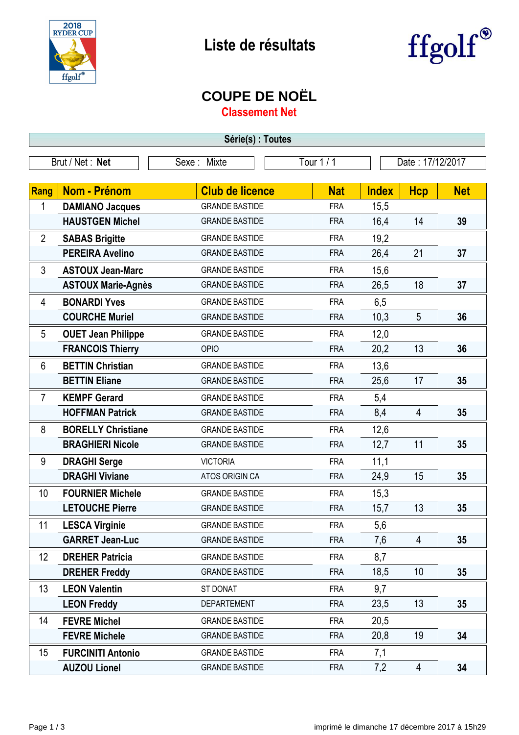# Liste de résultats

## COUPE DE NOËL

### Classement Net

**Série(s) : Toutes**

| Brut / Net : **Net** | Sexe : Mixte | Tour 1 / 1 | Date : 17/12/2017 |
|---|---|---|---|

| Rang | Nom - Prénom | Club de licence | Nat | Index | Hcp | Net |
|---|---|---|---|---|---|---|
| 1 | **DAMIANO Jacques** | GRANDE BASTIDE | FRA | 15,5 | | |
| | **HAUSTGEN Michel** | GRANDE BASTIDE | FRA | 16,4 | 14 | **39** |
| 2 | **SABAS Brigitte** | GRANDE BASTIDE | FRA | 19,2 | | |
| | **PEREIRA Avelino** | GRANDE BASTIDE | FRA | 26,4 | 21 | **37** |
| 3 | **ASTOUX Jean-Marc** | GRANDE BASTIDE | FRA | 15,6 | | |
| | **ASTOUX Marie-Agnès** | GRANDE BASTIDE | FRA | 26,5 | 18 | **37** |
| 4 | **BONARDI Yves** | GRANDE BASTIDE | FRA | 6,5 | | |
| | **COURCHE Muriel** | GRANDE BASTIDE | FRA | 10,3 | 5 | **36** |
| 5 | **OUET Jean Philippe** | GRANDE BASTIDE | FRA | 12,0 | | |
| | **FRANCOIS Thierry** | OPIO | FRA | 20,2 | 13 | **36** |
| 6 | **BETTIN Christian** | GRANDE BASTIDE | FRA | 13,6 | | |
| | **BETTIN Eliane** | GRANDE BASTIDE | FRA | 25,6 | 17 | **35** |
| 7 | **KEMPF Gerard** | GRANDE BASTIDE | FRA | 5,4 | | |
| | **HOFFMAN Patrick** | GRANDE BASTIDE | FRA | 8,4 | 4 | **35** |
| 8 | **BORELLY Christiane** | GRANDE BASTIDE | FRA | 12,6 | | |
| | **BRAGHIERI Nicole** | GRANDE BASTIDE | FRA | 12,7 | 11 | **35** |
| 9 | **DRAGHI Serge** | VICTORIA | FRA | 11,1 | | |
| | **DRAGHI Viviane** | ATOS ORIGIN CA | FRA | 24,9 | 15 | **35** |
| 10 | **FOURNIER Michele** | GRANDE BASTIDE | FRA | 15,3 | | |
| | **LETOUCHE Pierre** | GRANDE BASTIDE | FRA | 15,7 | 13 | **35** |
| 11 | **LESCA Virginie** | GRANDE BASTIDE | FRA | 5,6 | | |
| | **GARRET Jean-Luc** | GRANDE BASTIDE | FRA | 7,6 | 4 | **35** |
| 12 | **DREHER Patricia** | GRANDE BASTIDE | FRA | 8,7 | | |
| | **DREHER Freddy** | GRANDE BASTIDE | FRA | 18,5 | 10 | **35** |
| 13 | **LEON Valentin** | ST DONAT | FRA | 9,7 | | |
| | **LEON Freddy** | DEPARTEMENT | FRA | 23,5 | 13 | **35** |
| 14 | **FEVRE Michel** | GRANDE BASTIDE | FRA | 20,5 | | |
| | **FEVRE Michele** | GRANDE BASTIDE | FRA | 20,8 | 19 | **34** |
| 15 | **FURCINITI Antonio** | GRANDE BASTIDE | FRA | 7,1 | | |
| | **AUZOU Lionel** | GRANDE BASTIDE | FRA | 7,2 | 4 | **34** |

imprimé le dimanche 17 décembre 2017 à 15h29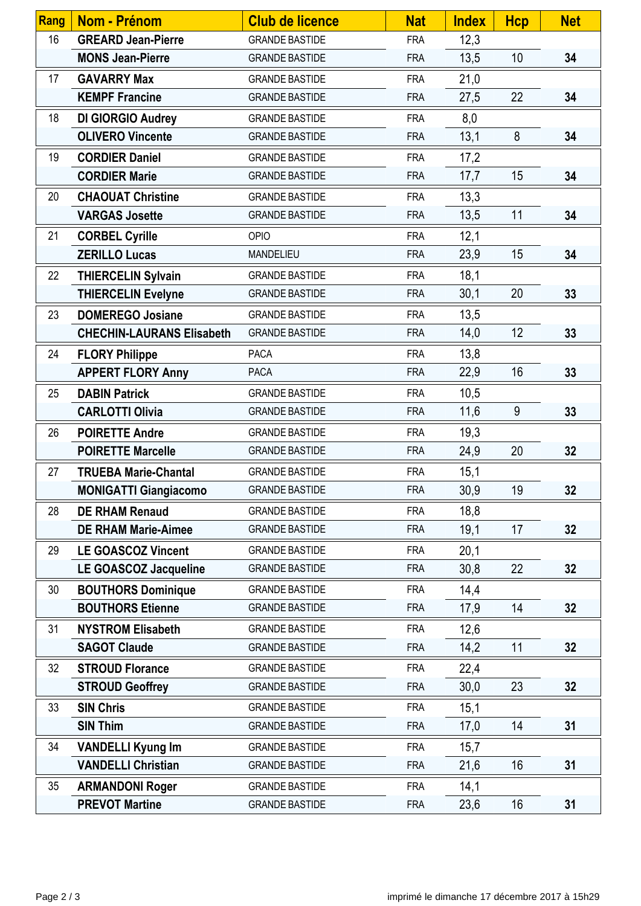| Rang | Nom - Prénom | Club de licence | Nat | Index | Hcp | Net |
|---|---|---|---|---|---|---|
| 16 | **GREARD Jean-Pierre** | GRANDE BASTIDE | FRA | 12,3 | | |
| | **MONS Jean-Pierre** | GRANDE BASTIDE | FRA | 13,5 | 10 | **34** |
| 17 | **GAVARRY Max** | GRANDE BASTIDE | FRA | 21,0 | | |
| | **KEMPF Francine** | GRANDE BASTIDE | FRA | 27,5 | 22 | **34** |
| 18 | **DI GIORGIO Audrey** | GRANDE BASTIDE | FRA | 8,0 | | |
| | **OLIVERO Vincente** | GRANDE BASTIDE | FRA | 13,1 | 8 | **34** |
| 19 | **CORDIER Daniel** | GRANDE BASTIDE | FRA | 17,2 | | |
| | **CORDIER Marie** | GRANDE BASTIDE | FRA | 17,7 | 15 | **34** |
| 20 | **CHAOUAT Christine** | GRANDE BASTIDE | FRA | 13,3 | | |
| | **VARGAS Josette** | GRANDE BASTIDE | FRA | 13,5 | 11 | **34** |
| 21 | **CORBEL Cyrille** | OPIO | FRA | 12,1 | | |
| | **ZERILLO Lucas** | MANDELIEU | FRA | 23,9 | 15 | **34** |
| 22 | **THIERCELIN Sylvain** | GRANDE BASTIDE | FRA | 18,1 | | |
| | **THIERCELIN Evelyne** | GRANDE BASTIDE | FRA | 30,1 | 20 | **33** |
| 23 | **DOMEREGO Josiane** | GRANDE BASTIDE | FRA | 13,5 | | |
| | **CHECHIN-LAURANS Elisabeth** | GRANDE BASTIDE | FRA | 14,0 | 12 | **33** |
| 24 | **FLORY Philippe** | PACA | FRA | 13,8 | | |
| | **APPERT FLORY Anny** | PACA | FRA | 22,9 | 16 | **33** |
| 25 | **DABIN Patrick** | GRANDE BASTIDE | FRA | 10,5 | | |
| | **CARLOTTI Olivia** | GRANDE BASTIDE | FRA | 11,6 | 9 | **33** |
| 26 | **POIRETTE Andre** | GRANDE BASTIDE | FRA | 19,3 | | |
| | **POIRETTE Marcelle** | GRANDE BASTIDE | FRA | 24,9 | 20 | **32** |
| 27 | **TRUEBA Marie-Chantal** | GRANDE BASTIDE | FRA | 15,1 | | |
| | **MONIGATTI Giangiacomo** | GRANDE BASTIDE | FRA | 30,9 | 19 | **32** |
| 28 | **DE RHAM Renaud** | GRANDE BASTIDE | FRA | 18,8 | | |
| | **DE RHAM Marie-Aimee** | GRANDE BASTIDE | FRA | 19,1 | 17 | **32** |
| 29 | **LE GOASCOZ Vincent** | GRANDE BASTIDE | FRA | 20,1 | | |
| | **LE GOASCOZ Jacqueline** | GRANDE BASTIDE | FRA | 30,8 | 22 | **32** |
| 30 | **BOUTHORS Dominique** | GRANDE BASTIDE | FRA | 14,4 | | |
| | **BOUTHORS Etienne** | GRANDE BASTIDE | FRA | 17,9 | 14 | **32** |
| 31 | **NYSTROM Elisabeth** | GRANDE BASTIDE | FRA | 12,6 | | |
| | **SAGOT Claude** | GRANDE BASTIDE | FRA | 14,2 | 11 | **32** |
| 32 | **STROUD Florance** | GRANDE BASTIDE | FRA | 22,4 | | |
| | **STROUD Geoffrey** | GRANDE BASTIDE | FRA | 30,0 | 23 | **32** |
| 33 | **SIN Chris** | GRANDE BASTIDE | FRA | 15,1 | | |
| | **SIN Thim** | GRANDE BASTIDE | FRA | 17,0 | 14 | **31** |
| 34 | **VANDELLI Kyung Im** | GRANDE BASTIDE | FRA | 15,7 | | |
| | **VANDELLI Christian** | GRANDE BASTIDE | FRA | 21,6 | 16 | **31** |
| 35 | **ARMANDONI Roger** | GRANDE BASTIDE | FRA | 14,1 | | |
| | **PREVOT Martine** | GRANDE BASTIDE | FRA | 23,6 | 16 | **31** |

imprimé le dimanche 17 décembre 2017 à 15h29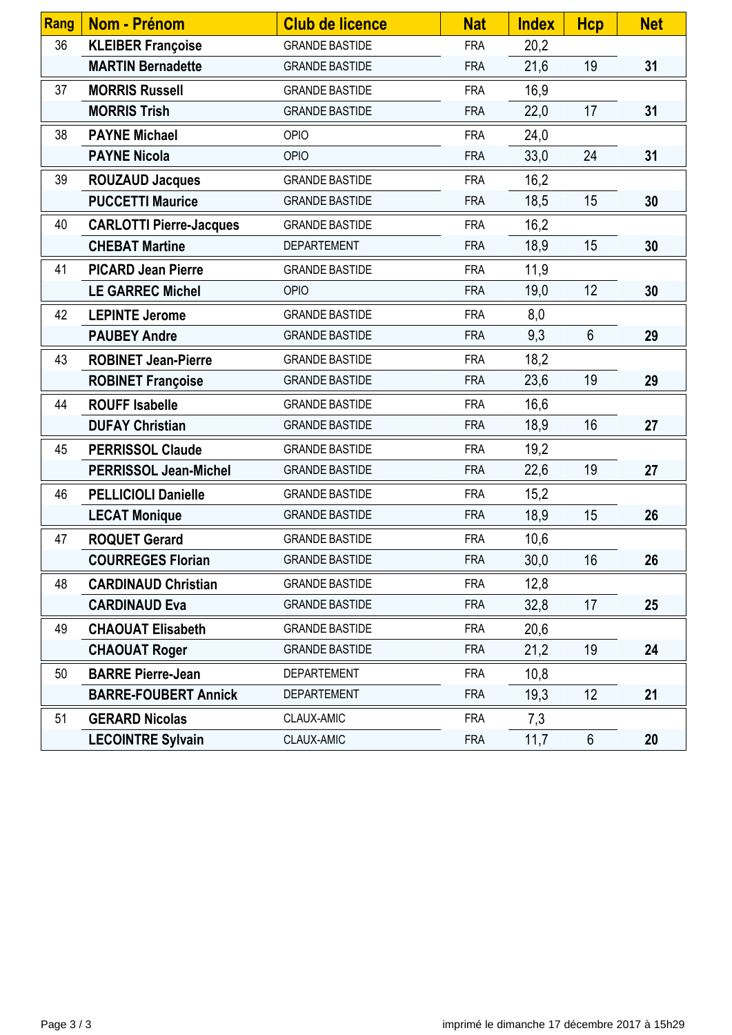| Rang | Nom - Prénom | Club de licence | Nat | Index | Hcp | Net |
|---|---|---|---|---|---|---|
| 36 | **KLEIBER Françoise** | GRANDE BASTIDE | FRA | 20,2 | | |
| | **MARTIN Bernadette** | GRANDE BASTIDE | FRA | 21,6 | 19 | **31** |
| 37 | **MORRIS Russell** | GRANDE BASTIDE | FRA | 16,9 | | |
| | **MORRIS Trish** | GRANDE BASTIDE | FRA | 22,0 | 17 | **31** |
| 38 | **PAYNE Michael** | OPIO | FRA | 24,0 | | |
| | **PAYNE Nicola** | OPIO | FRA | 33,0 | 24 | **31** |
| 39 | **ROUZAUD Jacques** | GRANDE BASTIDE | FRA | 16,2 | | |
| | **PUCCETTI Maurice** | GRANDE BASTIDE | FRA | 18,5 | 15 | **30** |
| 40 | **CARLOTTI Pierre-Jacques** | GRANDE BASTIDE | FRA | 16,2 | | |
| | **CHEBAT Martine** | DEPARTEMENT | FRA | 18,9 | 15 | **30** |
| 41 | **PICARD Jean Pierre** | GRANDE BASTIDE | FRA | 11,9 | | |
| | **LE GARREC Michel** | OPIO | FRA | 19,0 | 12 | **30** |
| 42 | **LEPINTE Jerome** | GRANDE BASTIDE | FRA | 8,0 | | |
| | **PAUBEY Andre** | GRANDE BASTIDE | FRA | 9,3 | 6 | **29** |
| 43 | **ROBINET Jean-Pierre** | GRANDE BASTIDE | FRA | 18,2 | | |
| | **ROBINET Françoise** | GRANDE BASTIDE | FRA | 23,6 | 19 | **29** |
| 44 | **ROUFF Isabelle** | GRANDE BASTIDE | FRA | 16,6 | | |
| | **DUFAY Christian** | GRANDE BASTIDE | FRA | 18,9 | 16 | **27** |
| 45 | **PERRISSOL Claude** | GRANDE BASTIDE | FRA | 19,2 | | |
| | **PERRISSOL Jean-Michel** | GRANDE BASTIDE | FRA | 22,6 | 19 | **27** |
| 46 | **PELLICIOLI Danielle** | GRANDE BASTIDE | FRA | 15,2 | | |
| | **LECAT Monique** | GRANDE BASTIDE | FRA | 18,9 | 15 | **26** |
| 47 | **ROQUET Gerard** | GRANDE BASTIDE | FRA | 10,6 | | |
| | **COURREGES Florian** | GRANDE BASTIDE | FRA | 30,0 | 16 | **26** |
| 48 | **CARDINAUD Christian** | GRANDE BASTIDE | FRA | 12,8 | | |
| | **CARDINAUD Eva** | GRANDE BASTIDE | FRA | 32,8 | 17 | **25** |
| 49 | **CHAOUAT Elisabeth** | GRANDE BASTIDE | FRA | 20,6 | | |
| | **CHAOUAT Roger** | GRANDE BASTIDE | FRA | 21,2 | 19 | **24** |
| 50 | **BARRE Pierre-Jean** | DEPARTEMENT | FRA | 10,8 | | |
| | **BARRE-FOUBERT Annick** | DEPARTEMENT | FRA | 19,3 | 12 | **21** |
| 51 | **GERARD Nicolas** | CLAUX-AMIC | FRA | 7,3 | | |
| | **LECOINTRE Sylvain** | CLAUX-AMIC | FRA | 11,7 | 6 | **20** |

imprimé le dimanche 17 décembre 2017 à 15h29